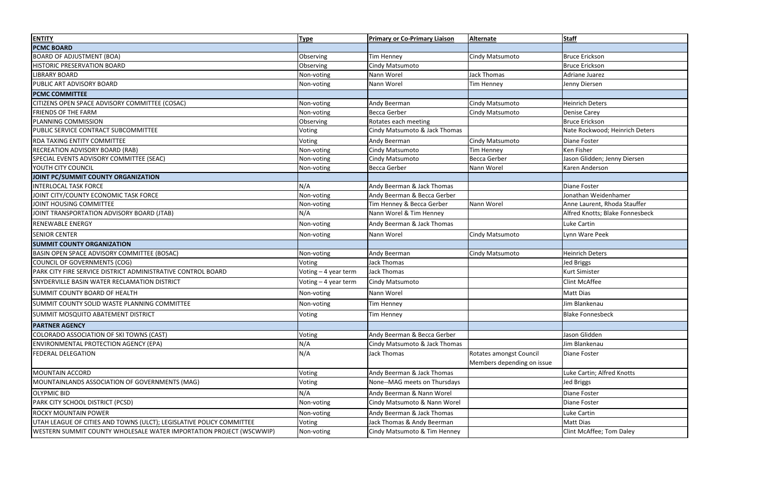| ENTITY | Type | Primary or Co-Primary Liaison | Alternate | Staff |
| --- | --- | --- | --- | --- |
| **PCMC BOARD** | | | | |
| BOARD OF ADJUSTMENT (BOA) | Observing | Tim Henney | Cindy Matsumoto | Bruce Erickson |
| HISTORIC PRESERVATION BOARD | Observing | Cindy Matsumoto | | Bruce Erickson |
| LIBRARY BOARD | Non-voting | Nann Worel | Jack Thomas | Adriane Juarez |
| PUBLIC ART ADVISORY BOARD | Non-voting | Nann Worel | Tim Henney | Jenny Diersen |
| **PCMC COMMITTEE** | | | | |
| CITIZENS OPEN SPACE ADVISORY COMMITTEE (COSAC) | Non-voting | Andy Beerman | Cindy Matsumoto | Heinrich Deters |
| FRIENDS OF THE FARM | Non-voting | Becca Gerber | Cindy Matsumoto | Denise Carey |
| PLANNING COMMISSION | Observing | Rotates each meeting | | Bruce Erickson |
| PUBLIC SERVICE CONTRACT SUBCOMMITTEE | Voting | Cindy Matsumoto & Jack Thomas | | Nate Rockwood; Heinrich Deters |
| RDA TAXING ENTITY COMMITTEE | Voting | Andy Beerman | Cindy Matsumoto | Diane Foster |
| RECREATION ADVISORY BOARD (RAB) | Non-voting | Cindy Matsumoto | Tim Henney | Ken Fisher |
| SPECIAL EVENTS ADVISORY COMMITTEE (SEAC) | Non-voting | Cindy Matsumoto | Becca Gerber | Jason Glidden; Jenny Diersen |
| YOUTH CITY COUNCIL | Non-voting | Becca Gerber | Nann Worel | Karen Anderson |
| **JOINT PC/SUMMIT COUNTY ORGANIZATION** | | | | |
| INTERLOCAL TASK FORCE | N/A | Andy Beerman & Jack Thomas | | Diane Foster |
| JOINT CITY/COUNTY ECONOMIC TASK FORCE | Non-voting | Andy Beerman & Becca Gerber | | Jonathan Weidenhamer |
| JOINT HOUSING COMMITTEE | Non-voting | Tim Henney & Becca Gerber | Nann Worel | Anne Laurent, Rhoda Stauffer |
| JOINT TRANSPORTATION ADVISORY BOARD (JTAB) | N/A | Nann Worel & Tim Henney | | Alfred Knotts; Blake Fonnesbeck |
| RENEWABLE ENERGY | Non-voting | Andy Beerman & Jack Thomas | | Luke Cartin |
| SENIOR CENTER | Non-voting | Nann Worel | Cindy Matsumoto | Lynn Ware Peek |
| **SUMMIT COUNTY ORGANIZATION** | | | | |
| BASIN OPEN SPACE ADVISORY COMMITTEE (BOSAC) | Non-voting | Andy Beerman | Cindy Matsumoto | Heinrich Deters |
| COUNCIL OF GOVERNMENTS (COG) | Voting | Jack Thomas | | Jed Briggs |
| PARK CITY FIRE SERVICE DISTRICT ADMINISTRATIVE CONTROL BOARD | Voting – 4 year term | Jack Thomas | | Kurt Simister |
| SNYDERVILLE BASIN WATER RECLAMATION DISTRICT | Voting – 4 year term | Cindy Matsumoto | | Clint McAffee |
| SUMMIT COUNTY BOARD OF HEALTH | Non-voting | Nann Worel | | Matt Dias |
| SUMMIT COUNTY SOLID WASTE PLANNING COMMITTEE | Non-voting | Tim Henney | | Jim Blankenau |
| SUMMIT MOSQUITO ABATEMENT DISTRICT | Voting | Tim Henney | | Blake Fonnesbeck |
| **PARTNER AGENCY** | | | | |
| COLORADO ASSOCIATION OF SKI TOWNS (CAST) | Voting | Andy Beerman & Becca Gerber | | Jason Glidden |
| ENVIRONMENTAL PROTECTION AGENCY (EPA) | N/A | Cindy Matsumoto & Jack Thomas | | Jim Blankenau |
| FEDERAL DELEGATION | N/A | Jack Thomas | Rotates amongst Council Members depending on issue | Diane Foster |
| MOUNTAIN ACCORD | Voting | Andy Beerman & Jack Thomas | | Luke Cartin; Alfred Knotts |
| MOUNTAINLANDS ASSOCIATION OF GOVERNMENTS (MAG) | Voting | None--MAG meets on Thursdays | | Jed Briggs |
| OLYPMIC BID | N/A | Andy Beerman & Nann Worel | | Diane Foster |
| PARK CITY SCHOOL DISTRICT (PCSD) | Non-voting | Cindy Matsumoto & Nann Worel | | Diane Foster |
| ROCKY MOUNTAIN POWER | Non-voting | Andy Beerman & Jack Thomas | | Luke Cartin |
| UTAH LEAGUE OF CITIES AND TOWNS (ULCT); LEGISLATIVE POLICY COMMITTEE | Voting | Jack Thomas & Andy Beerman | | Matt Dias |
| WESTERN SUMMIT COUNTY WHOLESALE WATER IMPORTATION PROJECT (WSCWWIP) | Non-voting | Cindy Matsumoto & Tim Henney | | Clint McAffee; Tom Daley |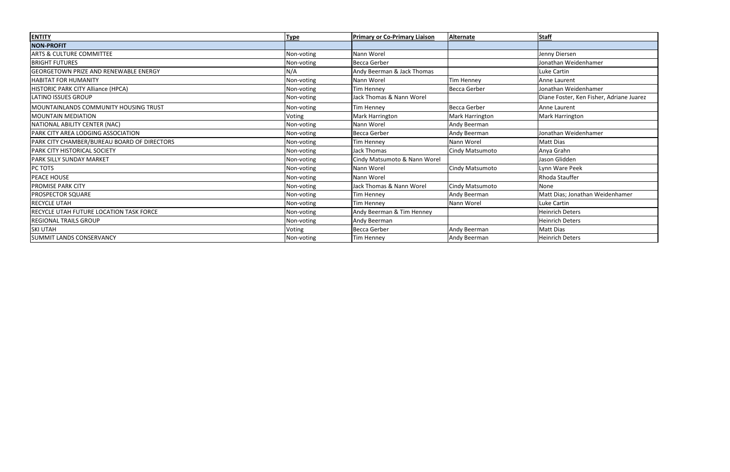| ENTITY | Type | Primary or Co-Primary Liaison | Alternate | Staff |
|---|---|---|---|---|
| **NON-PROFIT** | | | | |
| ARTS & CULTURE COMMITTEE | Non-voting | Nann Worel | | Jenny Diersen |
| BRIGHT FUTURES | Non-voting | Becca Gerber | | Jonathan Weidenhamer |
| GEORGETOWN PRIZE AND RENEWABLE ENERGY | N/A | Andy Beerman & Jack Thomas | | Luke Cartin |
| HABITAT FOR HUMANITY | Non-voting | Nann Worel | Tim Henney | Anne Laurent |
| HISTORIC PARK CITY Alliance (HPCA) | Non-voting | Tim Henney | Becca Gerber | Jonathan Weidenhamer |
| LATINO ISSUES GROUP | Non-voting | Jack Thomas & Nann Worel | | Diane Foster, Ken Fisher, Adriane Juarez |
| MOUNTAINLANDS COMMUNITY HOUSING TRUST | Non-voting | Tim Henney | Becca Gerber | Anne Laurent |
| MOUNTAIN MEDIATION | Voting | Mark Harrington | Mark Harrington | Mark Harrington |
| NATIONAL ABILITY CENTER (NAC) | Non-voting | Nann Worel | Andy Beerman | |
| PARK CITY AREA LODGING ASSOCIATION | Non-voting | Becca Gerber | Andy Beerman | Jonathan Weidenhamer |
| PARK CITY CHAMBER/BUREAU BOARD OF DIRECTORS | Non-voting | Tim Henney | Nann Worel | Matt Dias |
| PARK CITY HISTORICAL SOCIETY | Non-voting | Jack Thomas | Cindy Matsumoto | Anya Grahn |
| PARK SILLY SUNDAY MARKET | Non-voting | Cindy Matsumoto & Nann Worel | | Jason Glidden |
| PC TOTS | Non-voting | Nann Worel | Cindy Matsumoto | Lynn Ware Peek |
| PEACE HOUSE | Non-voting | Nann Worel | | Rhoda Stauffer |
| PROMISE PARK CITY | Non-voting | Jack Thomas & Nann Worel | Cindy Matsumoto | None |
| PROSPECTOR SQUARE | Non-voting | Tim Henney | Andy Beerman | Matt Dias; Jonathan Weidenhamer |
| RECYCLE UTAH | Non-voting | Tim Henney | Nann Worel | Luke Cartin |
| RECYCLE UTAH FUTURE LOCATION TASK FORCE | Non-voting | Andy Beerman & Tim Henney | | Heinrich Deters |
| REGIONAL TRAILS GROUP | Non-voting | Andy Beerman | | Heinrich Deters |
| SKI UTAH | Voting | Becca Gerber | Andy Beerman | Matt Dias |
| SUMMIT LANDS CONSERVANCY | Non-voting | Tim Henney | Andy Beerman | Heinrich Deters |